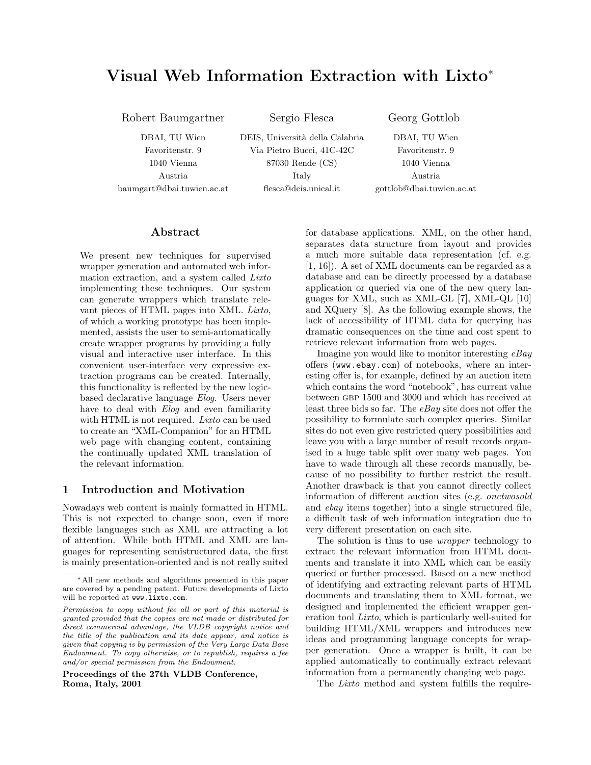# Visual Web Information Extraction with Lixto*

Robert Baumgartner
DBAI, TU Wien
Favoritenstr. 9
1040 Vienna
Austria
baumgart@dbai.tuwien.ac.at

Sergio Flesca
DEIS, Università della Calabria
Via Pietro Bucci, 41C-42C
87030 Rende (CS)
Italy
flesca@deis.unical.it

Georg Gottlob
DBAI, TU Wien
Favoritenstr. 9
1040 Vienna
Austria
gottlob@dbai.tuwien.ac.at

## Abstract

We present new techniques for supervised wrapper generation and automated web information extraction, and a system called *Lixto* implementing these techniques. Our system can generate wrappers which translate relevant pieces of HTML pages into XML. *Lixto*, of which a working prototype has been implemented, assists the user to semi-automatically create wrapper programs by providing a fully visual and interactive user interface. In this convenient user-interface very expressive extraction programs can be created. Internally, this functionality is reflected by the new logic-based declarative language *Elog*. Users never have to deal with *Elog* and even familiarity with HTML is not required. *Lixto* can be used to create an "XML-Companion" for an HTML web page with changing content, containing the continually updated XML translation of the relevant information.

## 1 Introduction and Motivation

Nowadays web content is mainly formatted in HTML. This is not expected to change soon, even if more flexible languages such as XML are attracting a lot of attention. While both HTML and XML are languages for representing semistructured data, the first is mainly presentation-oriented and is not really suited for database applications. XML, on the other hand, separates data structure from layout and provides a much more suitable data representation (cf. e.g. [1, 16]). A set of XML documents can be regarded as a database and can be directly processed by a database application or queried via one of the new query languages for XML, such as XML-GL [7], XML-QL [10] and XQuery [8]. As the following example shows, the lack of accessibility of HTML data for querying has dramatic consequences on the time and cost spent to retrieve relevant information from web pages.

Imagine you would like to monitor interesting *eBay* offers (`www.ebay.com`) of notebooks, where an interesting offer is, for example, defined by an auction item which contains the word "notebook", has current value between GBP 1500 and 3000 and which has received at least three bids so far. The *eBay* site does not offer the possibility to formulate such complex queries. Similar sites do not even give restricted query possibilities and leave you with a large number of result records organised in a huge table split over many web pages. You have to wade through all these records manually, because of no possibility to further restrict the result. Another drawback is that you cannot directly collect information of different auction sites (e.g. *onetwosold* and *ebay* items together) into a single structured file, a difficult task of web information integration due to very different presentation on each site.

The solution is thus to use *wrapper* technology to extract the relevant information from HTML documents and translate it into XML which can be easily queried or further processed. Based on a new method of identifying and extracting relevant parts of HTML documents and translating them to XML format, we designed and implemented the efficient wrapper generation tool *Lixto*, which is particularly well-suited for building HTML/XML wrappers and introduces new ideas and programming language concepts for wrapper generation. Once a wrapper is built, it can be applied automatically to continually extract relevant information from a permanently changing web page.

The *Lixto* method and system fulfills the require-

---

* All new methods and algorithms presented in this paper are covered by a pending patent. Future developments of Lixto will be reported at `www.lixto.com`.

*Permission to copy without fee all or part of this material is granted provided that the copies are not made or distributed for direct commercial advantage, the VLDB copyright notice and the title of the publication and its date appear, and notice is given that copying is by permission of the Very Large Data Base Endowment. To copy otherwise, or to republish, requires a fee and/or special permission from the Endowment.*

**Proceedings of the 27th VLDB Conference, Roma, Italy, 2001**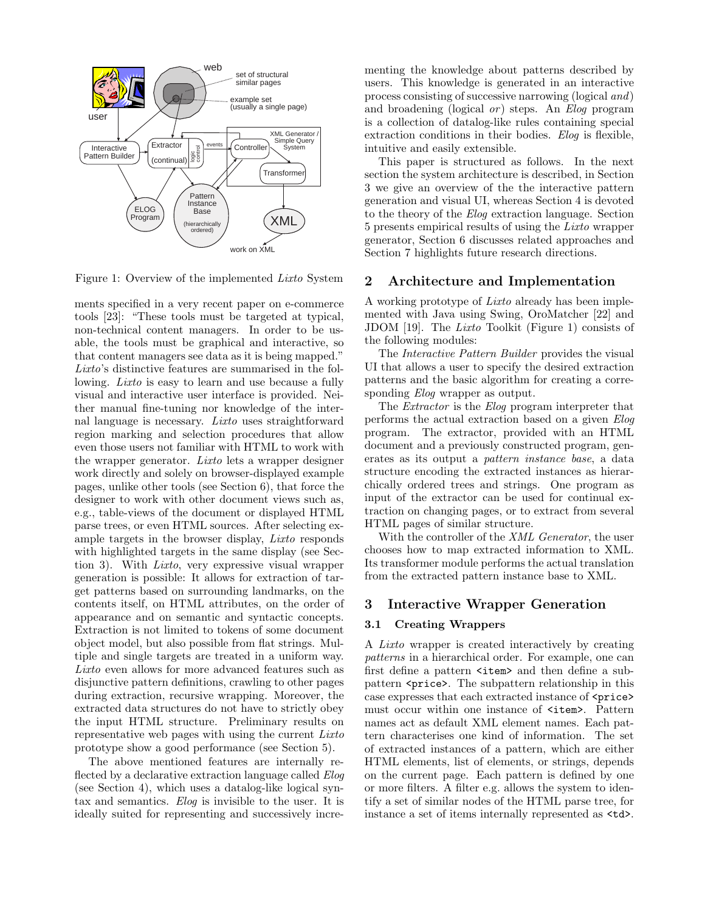Figure 1: Overview of the implemented *Lixto* System

ments specified in a very recent paper on e-commerce tools [23]: "These tools must be targeted at typical, non-technical content managers. In order to be usable, the tools must be graphical and interactive, so that content managers see data as it is being mapped." *Lixto*'s distinctive features are summarised in the following. *Lixto* is easy to learn and use because a fully visual and interactive user interface is provided. Neither manual fine-tuning nor knowledge of the internal language is necessary. *Lixto* uses straightforward region marking and selection procedures that allow even those users not familiar with HTML to work with the wrapper generator. *Lixto* lets a wrapper designer work directly and solely on browser-displayed example pages, unlike other tools (see Section 6), that force the designer to work with other document views such as, e.g., table-views of the document or displayed HTML parse trees, or even HTML sources. After selecting example targets in the browser display, *Lixto* responds with highlighted targets in the same display (see Section 3). With *Lixto*, very expressive visual wrapper generation is possible: It allows for extraction of target patterns based on surrounding landmarks, on the contents itself, on HTML attributes, on the order of appearance and on semantic and syntactic concepts. Extraction is not limited to tokens of some document object model, but also possible from flat strings. Multiple and single targets are treated in a uniform way. *Lixto* even allows for more advanced features such as disjunctive pattern definitions, crawling to other pages during extraction, recursive wrapping. Moreover, the extracted data structures do not have to strictly obey the input HTML structure. Preliminary results on representative web pages with using the current *Lixto* prototype show a good performance (see Section 5).

The above mentioned features are internally reflected by a declarative extraction language called *Elog* (see Section 4), which uses a datalog-like logical syntax and semantics. *Elog* is invisible to the user. It is ideally suited for representing and successively incrementing the knowledge about patterns described by users. This knowledge is generated in an interactive process consisting of successive narrowing (logical *and*) and broadening (logical *or*) steps. An *Elog* program is a collection of datalog-like rules containing special extraction conditions in their bodies. *Elog* is flexible, intuitive and easily extensible.

This paper is structured as follows. In the next section the system architecture is described, in Section 3 we give an overview of the the interactive pattern generation and visual UI, whereas Section 4 is devoted to the theory of the *Elog* extraction language. Section 5 presents empirical results of using the *Lixto* wrapper generator, Section 6 discusses related approaches and Section 7 highlights future research directions.

## 2 Architecture and Implementation

A working prototype of *Lixto* already has been implemented with Java using Swing, OroMatcher [22] and JDOM [19]. The *Lixto* Toolkit (Figure 1) consists of the following modules:

The *Interactive Pattern Builder* provides the visual UI that allows a user to specify the desired extraction patterns and the basic algorithm for creating a corresponding *Elog* wrapper as output.

The *Extractor* is the *Elog* program interpreter that performs the actual extraction based on a given *Elog* program. The extractor, provided with an HTML document and a previously constructed program, generates as its output a *pattern instance base*, a data structure encoding the extracted instances as hierarchically ordered trees and strings. One program as input of the extractor can be used for continual extraction on changing pages, or to extract from several HTML pages of similar structure.

With the controller of the *XML Generator*, the user chooses how to map extracted information to XML. Its transformer module performs the actual translation from the extracted pattern instance base to XML.

## 3 Interactive Wrapper Generation

### 3.1 Creating Wrappers

A *Lixto* wrapper is created interactively by creating *patterns* in a hierarchical order. For example, one can first define a pattern `<item>` and then define a subpattern `<price>`. The subpattern relationship in this case expresses that each extracted instance of `<price>` must occur within one instance of `<item>`. Pattern names act as default XML element names. Each pattern characterises one kind of information. The set of extracted instances of a pattern, which are either HTML elements, list of elements, or strings, depends on the current page. Each pattern is defined by one or more filters. A filter e.g. allows the system to identify a set of similar nodes of the HTML parse tree, for instance a set of items internally represented as `<td>`.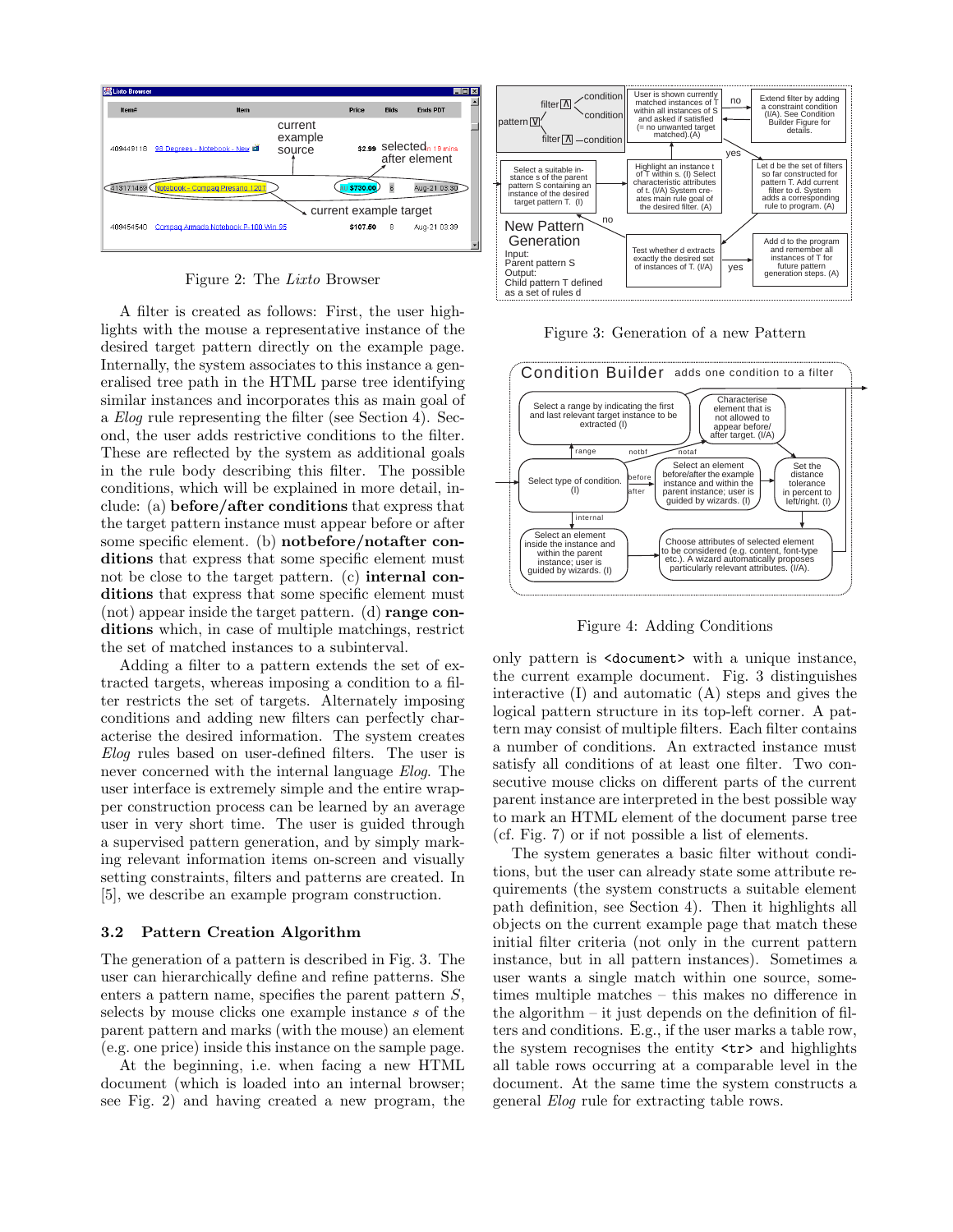Figure 2: The *Lixto* Browser

A filter is created as follows: First, the user highlights with the mouse a representative instance of the desired target pattern directly on the example page. Internally, the system associates to this instance a generalised tree path in the HTML parse tree identifying similar instances and incorporates this as main goal of a *Elog* rule representing the filter (see Section 4). Second, the user adds restrictive conditions to the filter. These are reflected by the system as additional goals in the rule body describing this filter. The possible conditions, which will be explained in more detail, include: (a) **before/after conditions** that express that the target pattern instance must appear before or after some specific element. (b) **notbefore/notafter conditions** that express that some specific element must not be close to the target pattern. (c) **internal conditions** that express that some specific element must (not) appear inside the target pattern. (d) **range conditions** which, in case of multiple matchings, restrict the set of matched instances to a subinterval.

Adding a filter to a pattern extends the set of extracted targets, whereas imposing a condition to a filter restricts the set of targets. Alternately imposing conditions and adding new filters can perfectly characterise the desired information. The system creates *Elog* rules based on user-defined filters. The user is never concerned with the internal language *Elog*. The user interface is extremely simple and the entire wrapper construction process can be learned by an average user in very short time. The user is guided through a supervised pattern generation, and by simply marking relevant information items on-screen and visually setting constraints, filters and patterns are created. In [5], we describe an example program construction.

### 3.2 Pattern Creation Algorithm

The generation of a pattern is described in Fig. 3. The user can hierarchically define and refine patterns. She enters a pattern name, specifies the parent pattern $S$, selects by mouse clicks one example instance $s$ of the parent pattern and marks (with the mouse) an element (e.g. one price) inside this instance on the sample page.

At the beginning, i.e. when facing a new HTML document (which is loaded into an internal browser; see Fig. 2) and having created a new program, the only pattern is `<document>` with a unique instance, the current example document. Fig. 3 distinguishes interactive (I) and automatic (A) steps and gives the logical pattern structure in its top-left corner. A pattern may consist of multiple filters. Each filter contains a number of conditions. An extracted instance must satisfy all conditions of at least one filter. Two consecutive mouse clicks on different parts of the current parent instance are interpreted in the best possible way to mark an HTML element of the document parse tree (cf. Fig. 7) or if not possible a list of elements.

Figure 3: Generation of a new Pattern

Figure 4: Adding Conditions

The system generates a basic filter without conditions, but the user can already state some attribute requirements (the system constructs a suitable element path definition, see Section 4). Then it highlights all objects on the current example page that match these initial filter criteria (not only in the current pattern instance, but in all pattern instances). Sometimes a user wants a single match within one source, sometimes multiple matches – this makes no difference in the algorithm – it just depends on the definition of filters and conditions. E.g., if the user marks a table row, the system recognises the entity `<tr>` and highlights all table rows occurring at a comparable level in the document. At the same time the system constructs a general *Elog* rule for extracting table rows.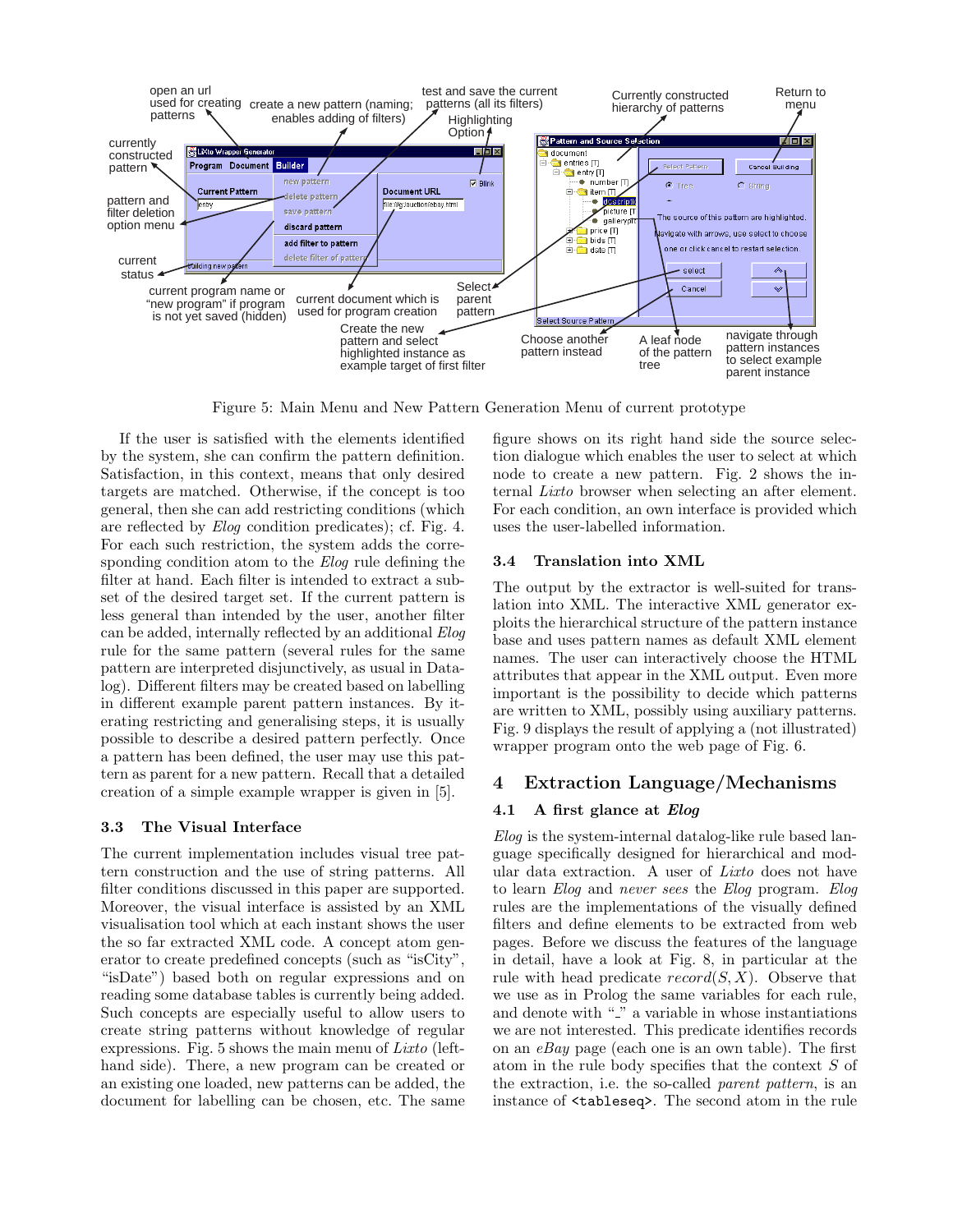Figure 5: Main Menu and New Pattern Generation Menu of current prototype

If the user is satisfied with the elements identified by the system, she can confirm the pattern definition. Satisfaction, in this context, means that only desired targets are matched. Otherwise, if the concept is too general, then she can add restricting conditions (which are reflected by *Elog* condition predicates); cf. Fig. 4. For each such restriction, the system adds the corresponding condition atom to the *Elog* rule defining the filter at hand. Each filter is intended to extract a subset of the desired target set. If the current pattern is less general than intended by the user, another filter can be added, internally reflected by an additional *Elog* rule for the same pattern (several rules for the same pattern are interpreted disjunctively, as usual in Datalog). Different filters may be created based on labelling in different example parent pattern instances. By iterating restricting and generalising steps, it is usually possible to describe a desired pattern perfectly. Once a pattern has been defined, the user may use this pattern as parent for a new pattern. Recall that a detailed creation of a simple example wrapper is given in [5].

### 3.3 The Visual Interface

The current implementation includes visual tree pattern construction and the use of string patterns. All filter conditions discussed in this paper are supported. Moreover, the visual interface is assisted by an XML visualisation tool which at each instant shows the user the so far extracted XML code. A concept atom generator to create predefined concepts (such as "isCity", "isDate") based both on regular expressions and on reading some database tables is currently being added. Such concepts are especially useful to allow users to create string patterns without knowledge of regular expressions. Fig. 5 shows the main menu of *Lixto* (left-hand side). There, a new program can be created or an existing one loaded, new patterns can be added, the document for labelling can be chosen, etc. The same figure shows on its right hand side the source selection dialogue which enables the user to select at which node to create a new pattern. Fig. 2 shows the internal *Lixto* browser when selecting an after element. For each condition, an own interface is provided which uses the user-labelled information.

### 3.4 Translation into XML

The output by the extractor is well-suited for translation into XML. The interactive XML generator exploits the hierarchical structure of the pattern instance base and uses pattern names as default XML element names. The user can interactively choose the HTML attributes that appear in the XML output. Even more important is the possibility to decide which patterns are written to XML, possibly using auxiliary patterns. Fig. 9 displays the result of applying a (not illustrated) wrapper program onto the web page of Fig. 6.

## 4 Extraction Language/Mechanisms

### 4.1 A first glance at *Elog*

*Elog* is the system-internal datalog-like rule based language specifically designed for hierarchical and modular data extraction. A user of *Lixto* does not have to learn *Elog* and *never sees* the *Elog* program. *Elog* rules are the implementations of the visually defined filters and define elements to be extracted from web pages. Before we discuss the features of the language in detail, have a look at Fig. 8, in particular at the rule with head predicate $record(S, X)$. Observe that we use as in Prolog the same variables for each rule, and denote with "_" a variable in whose instantiations we are not interested. This predicate identifies records on an *eBay* page (each one is an own table). The first atom in the rule body specifies that the context $S$ of the extraction, i.e. the so-called *parent pattern*, is an instance of `<tableseq>`. The second atom in the rule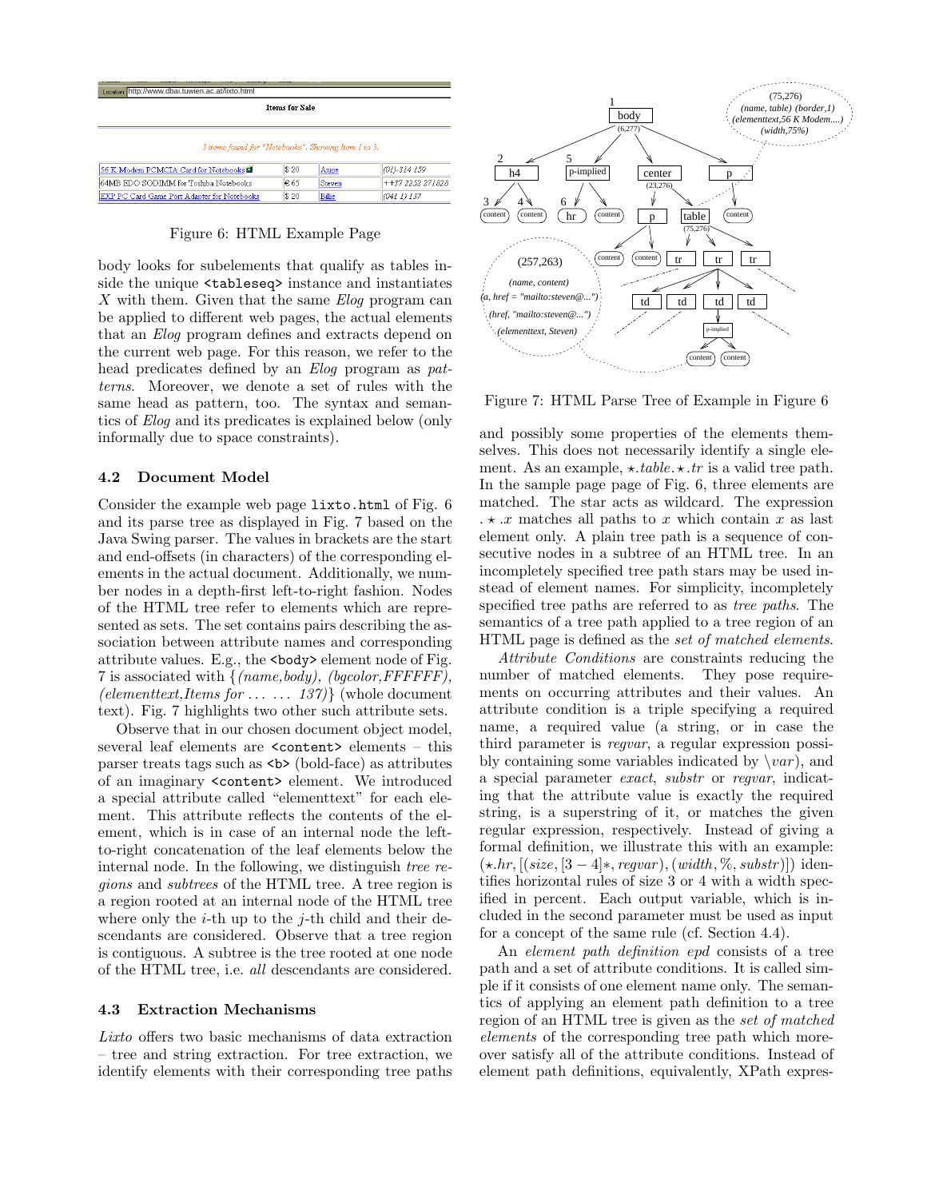Figure 6: HTML Example Page

Figure 7: HTML Parse Tree of Example in Figure 6

body looks for subelements that qualify as tables inside the unique `<tableseq>` instance and instantiates $X$ with them. Given that the same *Elog* program can be applied to different web pages, the actual elements that an *Elog* program defines and extracts depend on the current web page. For this reason, we refer to the head predicates defined by an *Elog* program as *patterns*. Moreover, we denote a set of rules with the same head as pattern, too. The syntax and semantics of *Elog* and its predicates is explained below (only informally due to space constraints).

### 4.2 Document Model

Consider the example web page `lixto.html` of Fig. 6 and its parse tree as displayed in Fig. 7 based on the Java Swing parser. The values in brackets are the start and end-offsets (in characters) of the corresponding elements in the actual document. Additionally, we number nodes in a depth-first left-to-right fashion. Nodes of the HTML tree refer to elements which are represented as sets. The set contains pairs describing the association between attribute names and corresponding attribute values. E.g., the `<body>` element node of Fig. 7 is associated with {*(name,body), (bgcolor,FFFFFF), (elementtext,Items for ... ... 137)*} (whole document text). Fig. 7 highlights two other such attribute sets.

Observe that in our chosen document object model, several leaf elements are `<content>` elements – this parser treats tags such as `<b>` (bold-face) as attributes of an imaginary `<content>` element. We introduced a special attribute called "elementtext" for each element. This attribute reflects the contents of the element, which is in case of an internal node the left-to-right concatenation of the leaf elements below the internal node. In the following, we distinguish *tree regions* and *subtrees* of the HTML tree. A tree region is a region rooted at an internal node of the HTML tree where only the $i$-th up to the $j$-th child and their descendants are considered. Observe that a tree region is contiguous. A subtree is the tree rooted at one node of the HTML tree, i.e. *all* descendants are considered.

### 4.3 Extraction Mechanisms

*Lixto* offers two basic mechanisms of data extraction – tree and string extraction. For tree extraction, we identify elements with their corresponding tree paths and possibly some properties of the elements themselves. This does not necessarily identify a single element. As an example, $\star.table.\star.tr$ is a valid tree path. In the sample page page of Fig. 6, three elements are matched. The star acts as wildcard. The expression $.\star.x$ matches all paths to $x$ which contain $x$ as last element only. A plain tree path is a sequence of consecutive nodes in a subtree of an HTML tree. In an incompletely specified tree path stars may be used instead of element names. For simplicity, incompletely specified tree paths are referred to as *tree paths*. The semantics of a tree path applied to a tree region of an HTML page is defined as the *set of matched elements*.

*Attribute Conditions* are constraints reducing the number of matched elements. They pose requirements on occurring attributes and their values. An attribute condition is a triple specifying a required name, a required value (a string, or in case the third parameter is *regvar*, a regular expression possibly containing some variables indicated by $\backslash var$), and a special parameter *exact*, *substr* or *regvar*, indicating that the attribute value is exactly the required string, is a superstring of it, or matches the given regular expression, respectively. Instead of giving a formal definition, we illustrate this with an example: $(\star.hr, [(size, [3-4]*, regvar), (width, \%, substr)])$ identifies horizontal rules of size 3 or 4 with a width specified in percent. Each output variable, which is included in the second parameter must be used as input for a concept of the same rule (cf. Section 4.4).

An *element path definition epd* consists of a tree path and a set of attribute conditions. It is called simple if it consists of one element name only. The semantics of applying an element path definition to a tree region of an HTML tree is given as the *set of matched elements* of the corresponding tree path which moreover satisfy all of the attribute conditions. Instead of element path definitions, equivalently, XPath expres-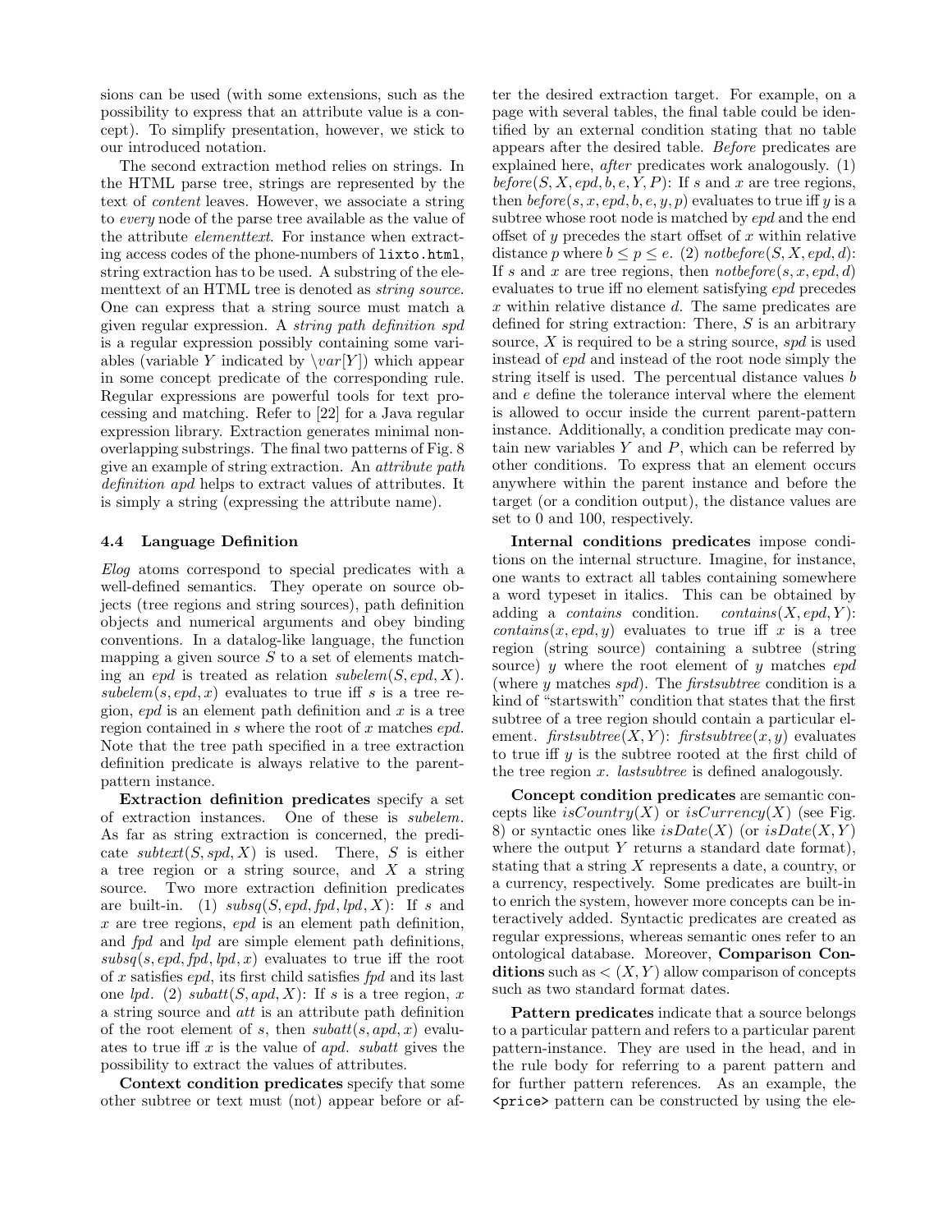sions can be used (with some extensions, such as the possibility to express that an attribute value is a concept). To simplify presentation, however, we stick to our introduced notation.

The second extraction method relies on strings. In the HTML parse tree, strings are represented by the text of *content* leaves. However, we associate a string to *every* node of the parse tree available as the value of the attribute *elementtext*. For instance when extracting access codes of the phone-numbers of `lixto.html`, string extraction has to be used. A substring of the elementtext of an HTML tree is denoted as *string source*. One can express that a string source must match a given regular expression. A *string path definition spd* is a regular expression possibly containing some variables (variable $Y$ indicated by $\backslash var[Y]$) which appear in some concept predicate of the corresponding rule. Regular expressions are powerful tools for text processing and matching. Refer to [22] for a Java regular expression library. Extraction generates minimal non-overlapping substrings. The final two patterns of Fig. 8 give an example of string extraction. An *attribute path definition apd* helps to extract values of attributes. It is simply a string (expressing the attribute name).

### 4.4 Language Definition

*Elog* atoms correspond to special predicates with a well-defined semantics. They operate on source objects (tree regions and string sources), path definition objects and numerical arguments and obey binding conventions. In a datalog-like language, the function mapping a given source $S$ to a set of elements matching an *epd* is treated as relation $subelem(S, epd, X)$. $subelem(s, epd, x)$ evaluates to true iff $s$ is a tree region, *epd* is an element path definition and $x$ is a tree region contained in $s$ where the root of $x$ matches *epd*. Note that the tree path specified in a tree extraction definition predicate is always relative to the parent-pattern instance.

**Extraction definition predicates** specify a set of extraction instances. One of these is *subelem*. As far as string extraction is concerned, the predicate $subtext(S, spd, X)$ is used. There, $S$ is either a tree region or a string source, and $X$ a string source. Two more extraction definition predicates are built-in. (1) $subsq(S, epd, fpd, lpd, X)$: If $s$ and $x$ are tree regions, *epd* is an element path definition, and *fpd* and *lpd* are simple element path definitions, $subsq(s, epd, fpd, lpd, x)$ evaluates to true iff the root of $x$ satisfies *epd*, its first child satisfies *fpd* and its last one *lpd*. (2) $subatt(S, apd, X)$: If $s$ is a tree region, $x$ a string source and *att* is an attribute path definition of the root element of $s$, then $subatt(s, apd, x)$ evaluates to true iff $x$ is the value of *apd*. *subatt* gives the possibility to extract the values of attributes.

**Context condition predicates** specify that some other subtree or text must (not) appear before or after the desired extraction target. For example, on a page with several tables, the final table could be identified by an external condition stating that no table appears after the desired table. *Before* predicates are explained here, *after* predicates work analogously. (1) $before(S, X, epd, b, e, Y, P)$: If $s$ and $x$ are tree regions, then $before(s, x, epd, b, e, y, p)$ evaluates to true iff $y$ is a subtree whose root node is matched by *epd* and the end offset of $y$ precedes the start offset of $x$ within relative distance $p$ where $b \leq p \leq e$. (2) $notbefore(S, X, epd, d)$: If $s$ and $x$ are tree regions, then $notbefore(s, x, epd, d)$ evaluates to true iff no element satisfying *epd* precedes $x$ within relative distance $d$. The same predicates are defined for string extraction: There, $S$ is an arbitrary source, $X$ is required to be a string source, *spd* is used instead of *epd* and instead of the root node simply the string itself is used. The percentual distance values $b$ and $e$ define the tolerance interval where the element is allowed to occur inside the current parent-pattern instance. Additionally, a condition predicate may contain new variables $Y$ and $P$, which can be referred by other conditions. To express that an element occurs anywhere within the parent instance and before the target (or a condition output), the distance values are set to 0 and 100, respectively.

**Internal conditions predicates** impose conditions on the internal structure. Imagine, for instance, one wants to extract all tables containing somewhere a word typeset in italics. This can be obtained by adding a *contains* condition. $contains(X, epd, Y)$: $contains(x, epd, y)$ evaluates to true iff $x$ is a tree region (string source) containing a subtree (string source) $y$ where the root element of $y$ matches *epd* (where $y$ matches *spd*). The *firstsubtree* condition is a kind of "startswith" condition that states that the first subtree of a tree region should contain a particular element. $firstsubtree(X, Y)$: $firstsubtree(x, y)$ evaluates to true iff $y$ is the subtree rooted at the first child of the tree region $x$. *lastsubtree* is defined analogously.

**Concept condition predicates** are semantic concepts like $isCountry(X)$ or $isCurrency(X)$ (see Fig. 8) or syntactic ones like $isDate(X)$ (or $isDate(X, Y)$ where the output $Y$ returns a standard date format), stating that a string $X$ represents a date, a country, or a currency, respectively. Some predicates are built-in to enrich the system, however more concepts can be interactively added. Syntactic predicates are created as regular expressions, whereas semantic ones refer to an ontological database. Moreover, **Comparison Conditions** such as $<(X, Y)$ allow comparison of concepts such as two standard format dates.

**Pattern predicates** indicate that a source belongs to a particular pattern and refers to a particular parent pattern-instance. They are used in the head, and in the rule body for referring to a parent pattern and for further pattern references. As an example, the `<price>` pattern can be constructed by using the ele-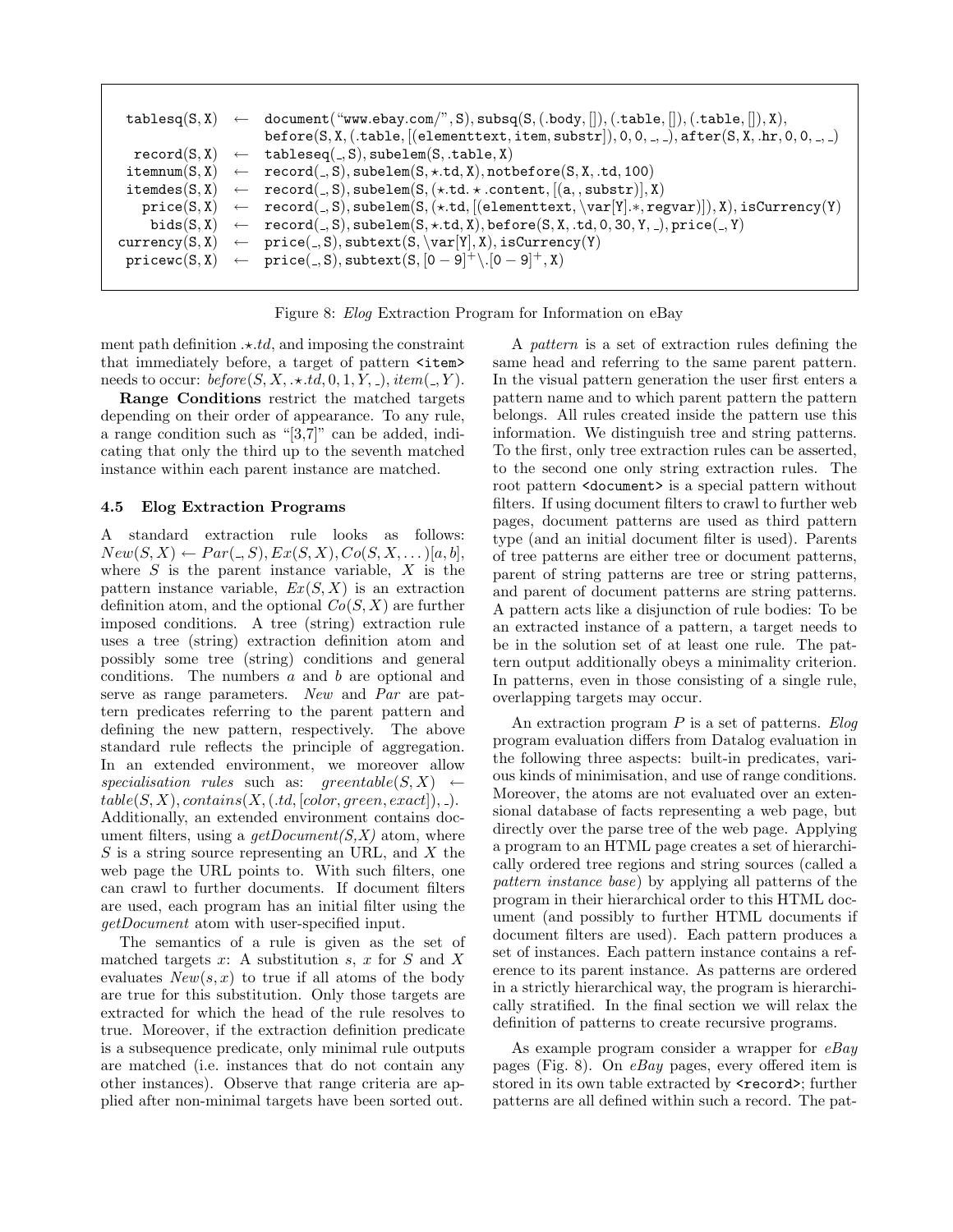```
tablesq(S, X)  ←  document("www.ebay.com/", S), subsq(S, (.body, []), (.table, []), (.table, []), X),
                  before(S, X, (.table, [(elementtext, item, substr]), 0, 0, _, _), after(S, X, .hr, 0, 0, _, _)
record(S, X)   ←  tableseq(_, S), subelem(S, .table, X)
itemnum(S, X)  ←  record(_, S), subelem(S, ⋆.td, X), notbefore(S, X, .td, 100)
itemdes(S, X)  ←  record(_, S), subelem(S, (⋆.td. ⋆ .content, [(a, , substr)], X)
price(S, X)    ←  record(_, S), subelem(S, (⋆.td, [(elementtext, \var[Y].∗, regvar)]), X), isCurrency(Y)
bids(S, X)     ←  record(_, S), subelem(S, ⋆.td, X), before(S, X, .td, 0, 30, Y, _), price(_, Y)
currency(S, X) ←  price(_, S), subtext(S, \var[Y], X), isCurrency(Y)
pricewc(S, X)  ←  price(_, S), subtext(S, [0 − 9]+\.[0 − 9]+, X)
```

Figure 8: *Elog* Extraction Program for Information on eBay

ment path definition $.\star.td$, and imposing the constraint that immediately before, a target of pattern <item> needs to occur: $before(S, X, .\star.td, 0, 1, Y, \_), item(\_, Y)$.

**Range Conditions** restrict the matched targets depending on their order of appearance. To any rule, a range condition such as "[3,7]" can be added, indicating that only the third up to the seventh matched instance within each parent instance are matched.

### 4.5 Elog Extraction Programs

A standard extraction rule looks as follows: $New(S, X) \leftarrow Par(\_, S), Ex(S, X), Co(S, X, \dots)[a, b]$, where $S$ is the parent instance variable, $X$ is the pattern instance variable, $Ex(S, X)$ is an extraction definition atom, and the optional $Co(S, X)$ are further imposed conditions. A tree (string) extraction rule uses a tree (string) extraction definition atom and possibly some tree (string) conditions and general conditions. The numbers $a$ and $b$ are optional and serve as range parameters. $New$ and $Par$ are pattern predicates referring to the parent pattern and defining the new pattern, respectively. The above standard rule reflects the principle of aggregation. In an extended environment, we moreover allow *specialisation rules* such as: $greentable(S, X) \leftarrow table(S, X), contains(X, (.td, [color, green, exact]), \_)$. Additionally, an extended environment contains document filters, using a *getDocument(S,X)* atom, where $S$ is a string source representing an URL, and $X$ the web page the URL points to. With such filters, one can crawl to further documents. If document filters are used, each program has an initial filter using the *getDocument* atom with user-specified input.

The semantics of a rule is given as the set of matched targets $x$: A substitution $s$, $x$ for $S$ and $X$ evaluates $New(s, x)$ to true if all atoms of the body are true for this substitution. Only those targets are extracted for which the head of the rule resolves to true. Moreover, if the extraction definition predicate is a subsequence predicate, only minimal rule outputs are matched (i.e. instances that do not contain any other instances). Observe that range criteria are applied after non-minimal targets have been sorted out.

A *pattern* is a set of extraction rules defining the same head and referring to the same parent pattern. In the visual pattern generation the user first enters a pattern name and to which parent pattern the pattern belongs. All rules created inside the pattern use this information. We distinguish tree and string patterns. To the first, only tree extraction rules can be asserted, to the second one only string extraction rules. The root pattern <document> is a special pattern without filters. If using document filters to crawl to further web pages, document patterns are used as third pattern type (and an initial document filter is used). Parents of tree patterns are either tree or document patterns, parent of string patterns are tree or string patterns, and parent of document patterns are string patterns. A pattern acts like a disjunction of rule bodies: To be an extracted instance of a pattern, a target needs to be in the solution set of at least one rule. The pattern output additionally obeys a minimality criterion. In patterns, even in those consisting of a single rule, overlapping targets may occur.

An extraction program $P$ is a set of patterns. *Elog* program evaluation differs from Datalog evaluation in the following three aspects: built-in predicates, various kinds of minimisation, and use of range conditions. Moreover, the atoms are not evaluated over an extensional database of facts representing a web page, but directly over the parse tree of the web page. Applying a program to an HTML page creates a set of hierarchically ordered tree regions and string sources (called a *pattern instance base*) by applying all patterns of the program in their hierarchical order to this HTML document (and possibly to further HTML documents if document filters are used). Each pattern produces a set of instances. Each pattern instance contains a reference to its parent instance. As patterns are ordered in a strictly hierarchical way, the program is hierarchically stratified. In the final section we will relax the definition of patterns to create recursive programs.

As example program consider a wrapper for *eBay* pages (Fig. 8). On *eBay* pages, every offered item is stored in its own table extracted by <record>; further patterns are all defined within such a record. The pat-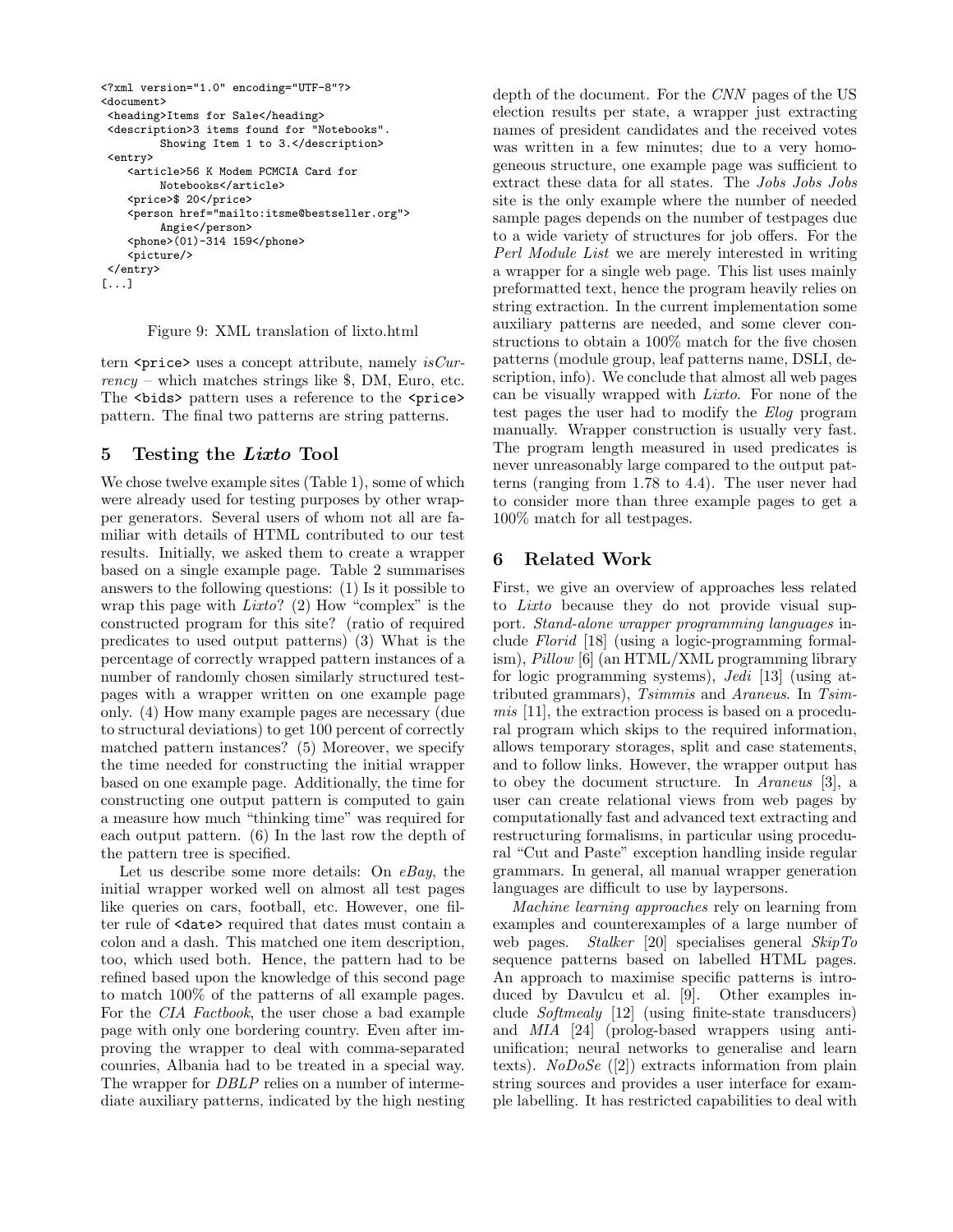```
<?xml version="1.0" encoding="UTF-8"?>
<document>
 <heading>Items for Sale</heading>
 <description>3 items found for "Notebooks".
        Showing Item 1 to 3.</description>
 <entry>
    <article>56 K Modem PCMCIA Card for
        Notebooks</article>
    <price>$ 20</price>
    <person href="mailto:itsme@bestseller.org">
        Angie</person>
    <phone>(01)-314 159</phone>
    <picture/>
 </entry>
[...]
```

Figure 9: XML translation of lixto.html

tern `<price>` uses a concept attribute, namely *isCurrency* – which matches strings like $, DM, Euro, etc. The `<bids>` pattern uses a reference to the `<price>` pattern. The final two patterns are string patterns.

## 5 Testing the *Lixto* Tool

We chose twelve example sites (Table 1), some of which were already used for testing purposes by other wrapper generators. Several users of whom not all are familiar with details of HTML contributed to our test results. Initially, we asked them to create a wrapper based on a single example page. Table 2 summarises answers to the following questions: (1) Is it possible to wrap this page with *Lixto*? (2) How "complex" is the constructed program for this site? (ratio of required predicates to used output patterns) (3) What is the percentage of correctly wrapped pattern instances of a number of randomly chosen similarly structured testpages with a wrapper written on one example page only. (4) How many example pages are necessary (due to structural deviations) to get 100 percent of correctly matched pattern instances? (5) Moreover, we specify the time needed for constructing the initial wrapper based on one example page. Additionally, the time for constructing one output pattern is computed to gain a measure how much "thinking time" was required for each output pattern. (6) In the last row the depth of the pattern tree is specified.

Let us describe some more details: On *eBay*, the initial wrapper worked well on almost all test pages like queries on cars, football, etc. However, one filter rule of `<date>` required that dates must contain a colon and a dash. This matched one item description, too, which used both. Hence, the pattern had to be refined based upon the knowledge of this second page to match 100% of the patterns of all example pages. For the *CIA Factbook*, the user chose a bad example page with only one bordering country. Even after improving the wrapper to deal with comma-separated counries, Albania had to be treated in a special way. The wrapper for *DBLP* relies on a number of intermediate auxiliary patterns, indicated by the high nesting depth of the document. For the *CNN* pages of the US election results per state, a wrapper just extracting names of president candidates and the received votes was written in a few minutes; due to a very homogeneous structure, one example page was sufficient to extract these data for all states. The *Jobs Jobs Jobs* site is the only example where the number of needed sample pages depends on the number of testpages due to a wide variety of structures for job offers. For the *Perl Module List* we are merely interested in writing a wrapper for a single web page. This list uses mainly preformatted text, hence the program heavily relies on string extraction. In the current implementation some auxiliary patterns are needed, and some clever constructions to obtain a 100% match for the five chosen patterns (module group, leaf patterns name, DSLI, description, info). We conclude that almost all web pages can be visually wrapped with *Lixto*. For none of the test pages the user had to modify the *Elog* program manually. Wrapper construction is usually very fast. The program length measured in used predicates is never unreasonably large compared to the output patterns (ranging from 1.78 to 4.4). The user never had to consider more than three example pages to get a 100% match for all testpages.

## 6 Related Work

First, we give an overview of approaches less related to *Lixto* because they do not provide visual support. *Stand-alone wrapper programming languages* include *Florid* [18] (using a logic-programming formalism), *Pillow* [6] (an HTML/XML programming library for logic programming systems), *Jedi* [13] (using attributed grammars), *Tsimmis* and *Araneus*. In *Tsimmis* [11], the extraction process is based on a procedural program which skips to the required information, allows temporary storages, split and case statements, and to follow links. However, the wrapper output has to obey the document structure. In *Araneus* [3], a user can create relational views from web pages by computationally fast and advanced text extracting and restructuring formalisms, in particular using procedural "Cut and Paste" exception handling inside regular grammars. In general, all manual wrapper generation languages are difficult to use by laypersons.

*Machine learning approaches* rely on learning from examples and counterexamples of a large number of web pages. *Stalker* [20] specialises general *SkipTo* sequence patterns based on labelled HTML pages. An approach to maximise specific patterns is introduced by Davulcu et al. [9]. Other examples include *Softmealy* [12] (using finite-state transducers) and *MIA* [24] (prolog-based wrappers using anti-unification; neural networks to generalise and learn texts). *NoDoSe* ([2]) extracts information from plain string sources and provides a user interface for example labelling. It has restricted capabilities to deal with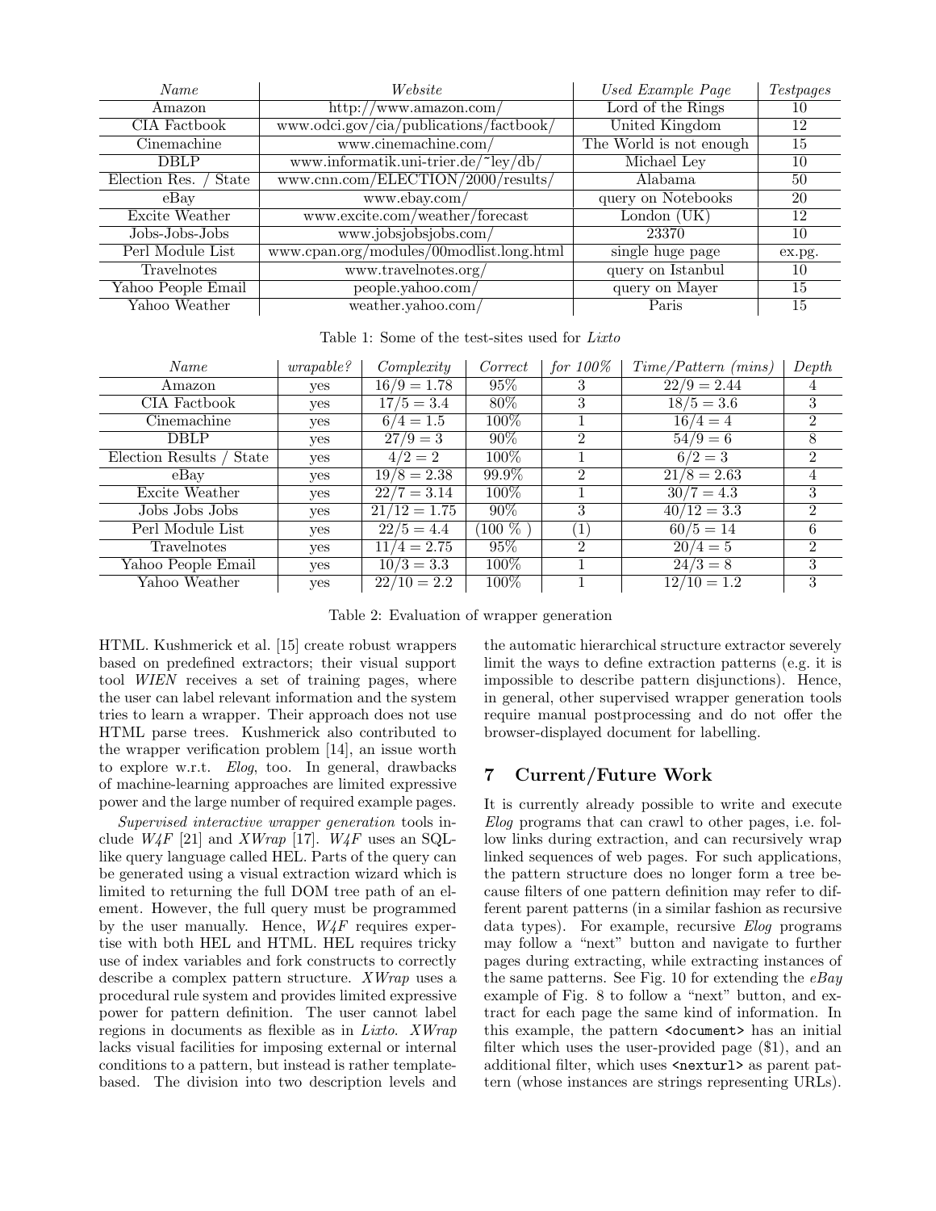| *Name* | *Website* | *Used Example Page* | *Testpages* |
|---|---|---|---|
| Amazon | http://www.amazon.com/ | Lord of the Rings | 10 |
| CIA Factbook | www.odci.gov/cia/publications/factbook/ | United Kingdom | 12 |
| Cinemachine | www.cinemachine.com/ | The World is not enough | 15 |
| DBLP | www.informatik.uni-trier.de/~ley/db/ | Michael Ley | 10 |
| Election Res. / State | www.cnn.com/ELECTION/2000/results/ | Alabama | 50 |
| eBay | www.ebay.com/ | query on Notebooks | 20 |
| Excite Weather | www.excite.com/weather/forecast | London (UK) | 12 |
| Jobs-Jobs-Jobs | www.jobsjobsjobs.com/ | 23370 | 10 |
| Perl Module List | www.cpan.org/modules/00modlist.long.html | single huge page | ex.pg. |
| Travelnotes | www.travelnotes.org/ | query on Istanbul | 10 |
| Yahoo People Email | people.yahoo.com/ | query on Mayer | 15 |
| Yahoo Weather | weather.yahoo.com/ | Paris | 15 |

Table 1: Some of the test-sites used for *Lixto*

| *Name* | *wrapable?* | *Complexity* | *Correct* | *for 100%* | *Time/Pattern (mins)* | *Depth* |
|---|---|---|---|---|---|---|
| Amazon | yes | $16/9 = 1.78$ | 95% | 3 | $22/9 = 2.44$ | 4 |
| CIA Factbook | yes | $17/5 = 3.4$ | 80% | 3 | $18/5 = 3.6$ | 3 |
| Cinemachine | yes | $6/4 = 1.5$ | 100% | 1 | $16/4 = 4$ | 2 |
| DBLP | yes | $27/9 = 3$ | 90% | 2 | $54/9 = 6$ | 8 |
| Election Results / State | yes | $4/2 = 2$ | 100% | 1 | $6/2 = 3$ | 2 |
| eBay | yes | $19/8 = 2.38$ | 99.9% | 2 | $21/8 = 2.63$ | 4 |
| Excite Weather | yes | $22/7 = 3.14$ | 100% | 1 | $30/7 = 4.3$ | 3 |
| Jobs Jobs Jobs | yes | $21/12 = 1.75$ | 90% | 3 | $40/12 = 3.3$ | 2 |
| Perl Module List | yes | $22/5 = 4.4$ | (100 % ) | (1) | $60/5 = 14$ | 6 |
| Travelnotes | yes | $11/4 = 2.75$ | 95% | 2 | $20/4 = 5$ | 2 |
| Yahoo People Email | yes | $10/3 = 3.3$ | 100% | 1 | $24/3 = 8$ | 3 |
| Yahoo Weather | yes | $22/10 = 2.2$ | 100% | 1 | $12/10 = 1.2$ | 3 |

Table 2: Evaluation of wrapper generation

HTML. Kushmerick et al. [15] create robust wrappers based on predefined extractors; their visual support tool *WIEN* receives a set of training pages, where the user can label relevant information and the system tries to learn a wrapper. Their approach does not use HTML parse trees. Kushmerick also contributed to the wrapper verification problem [14], an issue worth to explore w.r.t. *Elog*, too. In general, drawbacks of machine-learning approaches are limited expressive power and the large number of required example pages.

*Supervised interactive wrapper generation* tools include *W4F* [21] and *XWrap* [17]. *W4F* uses an SQL-like query language called HEL. Parts of the query can be generated using a visual extraction wizard which is limited to returning the full DOM tree path of an element. However, the full query must be programmed by the user manually. Hence, *W4F* requires expertise with both HEL and HTML. HEL requires tricky use of index variables and fork constructs to correctly describe a complex pattern structure. *XWrap* uses a procedural rule system and provides limited expressive power for pattern definition. The user cannot label regions in documents as flexible as in *Lixto*. *XWrap* lacks visual facilities for imposing external or internal conditions to a pattern, but instead is rather template-based. The division into two description levels and the automatic hierarchical structure extractor severely limit the ways to define extraction patterns (e.g. it is impossible to describe pattern disjunctions). Hence, in general, other supervised wrapper generation tools require manual postprocessing and do not offer the browser-displayed document for labelling.

## 7 Current/Future Work

It is currently already possible to write and execute *Elog* programs that can crawl to other pages, i.e. follow links during extraction, and can recursively wrap linked sequences of web pages. For such applications, the pattern structure does no longer form a tree because filters of one pattern definition may refer to different parent patterns (in a similar fashion as recursive data types). For example, recursive *Elog* programs may follow a "next" button and navigate to further pages during extracting, while extracting instances of the same patterns. See Fig. 10 for extending the *eBay* example of Fig. 8 to follow a "next" button, and extract for each page the same kind of information. In this example, the pattern `<document>` has an initial filter which uses the user-provided page ($1), and an additional filter, which uses `<nexturl>` as parent pattern (whose instances are strings representing URLs).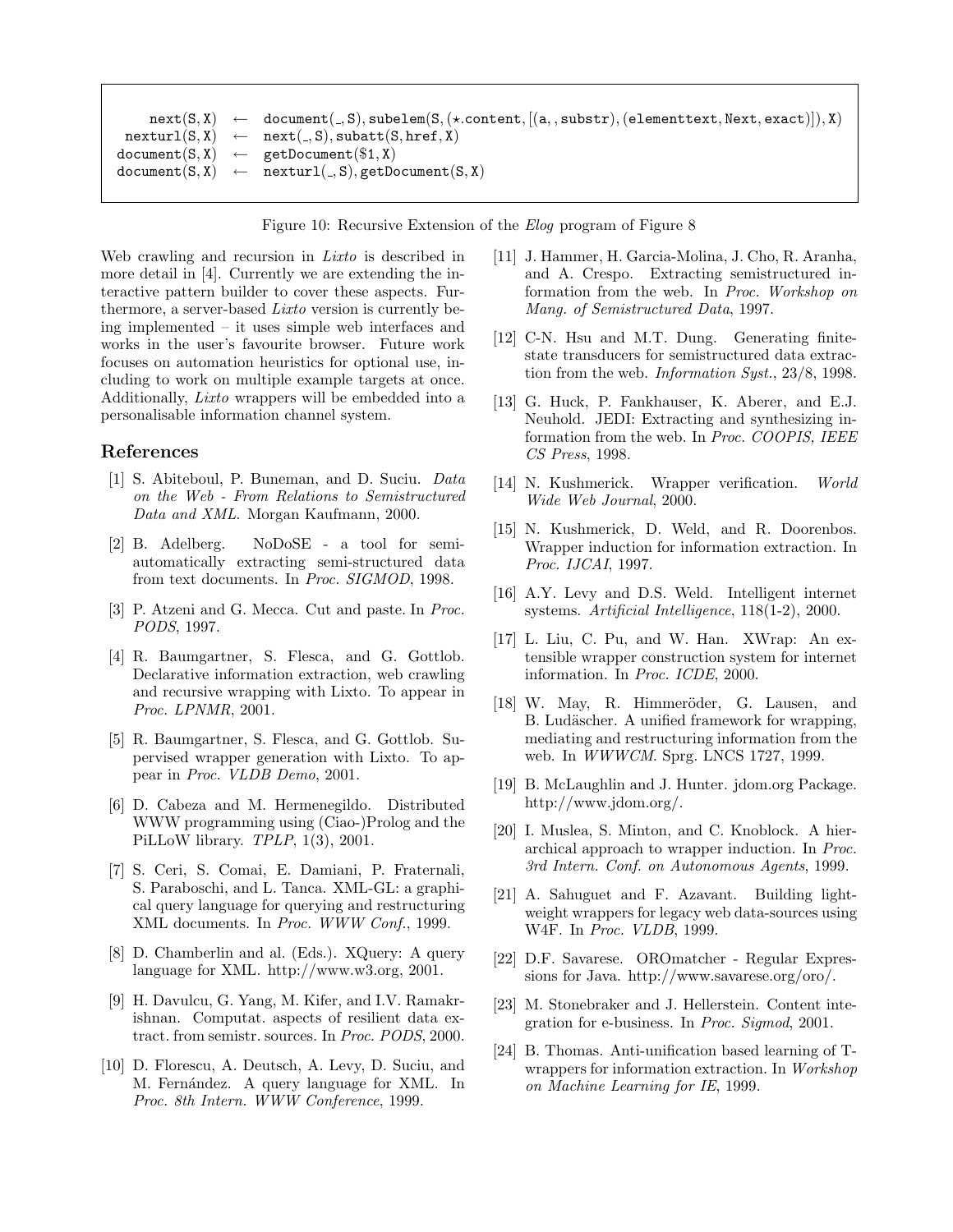```
     next(S, X)  ←  document(_, S), subelem(S, (⋆.content, [(a, , substr), (elementtext, Next, exact)]), X)
  nexturl(S, X)  ←  next(_, S), subatt(S, href, X)
document(S, X)  ←  getDocument($1, X)
document(S, X)  ←  nexturl(_, S), getDocument(S, X)
```

Figure 10: Recursive Extension of the *Elog* program of Figure 8

Web crawling and recursion in *Lixto* is described in more detail in [4]. Currently we are extending the interactive pattern builder to cover these aspects. Furthermore, a server-based *Lixto* version is currently being implemented – it uses simple web interfaces and works in the user's favourite browser. Future work focuses on automation heuristics for optional use, including to work on multiple example targets at once. Additionally, *Lixto* wrappers will be embedded into a personalisable information channel system.

## References

[1] S. Abiteboul, P. Buneman, and D. Suciu. *Data on the Web - From Relations to Semistructured Data and XML*. Morgan Kaufmann, 2000.

[2] B. Adelberg. NoDoSE - a tool for semi-automatically extracting semi-structured data from text documents. In *Proc. SIGMOD*, 1998.

[3] P. Atzeni and G. Mecca. Cut and paste. In *Proc. PODS*, 1997.

[4] R. Baumgartner, S. Flesca, and G. Gottlob. Declarative information extraction, web crawling and recursive wrapping with Lixto. To appear in *Proc. LPNMR*, 2001.

[5] R. Baumgartner, S. Flesca, and G. Gottlob. Supervised wrapper generation with Lixto. To appear in *Proc. VLDB Demo*, 2001.

[6] D. Cabeza and M. Hermenegildo. Distributed WWW programming using (Ciao-)Prolog and the PiLLoW library. *TPLP*, 1(3), 2001.

[7] S. Ceri, S. Comai, E. Damiani, P. Fraternali, S. Paraboschi, and L. Tanca. XML-GL: a graphical query language for querying and restructuring XML documents. In *Proc. WWW Conf.*, 1999.

[8] D. Chamberlin and al. (Eds.). XQuery: A query language for XML. http://www.w3.org, 2001.

[9] H. Davulcu, G. Yang, M. Kifer, and I.V. Ramakrishnan. Computat. aspects of resilient data extract. from semistr. sources. In *Proc. PODS*, 2000.

[10] D. Florescu, A. Deutsch, A. Levy, D. Suciu, and M. Fernández. A query language for XML. In *Proc. 8th Intern. WWW Conference*, 1999.

[11] J. Hammer, H. Garcia-Molina, J. Cho, R. Aranha, and A. Crespo. Extracting semistructured information from the web. In *Proc. Workshop on Mang. of Semistructured Data*, 1997.

[12] C-N. Hsu and M.T. Dung. Generating finite-state transducers for semistructured data extraction from the web. *Information Syst.*, 23/8, 1998.

[13] G. Huck, P. Fankhauser, K. Aberer, and E.J. Neuhold. JEDI: Extracting and synthesizing information from the web. In *Proc. COOPIS, IEEE CS Press*, 1998.

[14] N. Kushmerick. Wrapper verification. *World Wide Web Journal*, 2000.

[15] N. Kushmerick, D. Weld, and R. Doorenbos. Wrapper induction for information extraction. In *Proc. IJCAI*, 1997.

[16] A.Y. Levy and D.S. Weld. Intelligent internet systems. *Artificial Intelligence*, 118(1-2), 2000.

[17] L. Liu, C. Pu, and W. Han. XWrap: An extensible wrapper construction system for internet information. In *Proc. ICDE*, 2000.

[18] W. May, R. Himmeröder, G. Lausen, and B. Ludäscher. A unified framework for wrapping, mediating and restructuring information from the web. In *WWWCM*. Sprg. LNCS 1727, 1999.

[19] B. McLaughlin and J. Hunter. jdom.org Package. http://www.jdom.org/.

[20] I. Muslea, S. Minton, and C. Knoblock. A hierarchical approach to wrapper induction. In *Proc. 3rd Intern. Conf. on Autonomous Agents*, 1999.

[21] A. Sahuguet and F. Azavant. Building lightweight wrappers for legacy web data-sources using W4F. In *Proc. VLDB*, 1999.

[22] D.F. Savarese. OROmatcher - Regular Expressions for Java. http://www.savarese.org/oro/.

[23] M. Stonebraker and J. Hellerstein. Content integration for e-business. In *Proc. Sigmod*, 2001.

[24] B. Thomas. Anti-unification based learning of T-wrappers for information extraction. In *Workshop on Machine Learning for IE*, 1999.